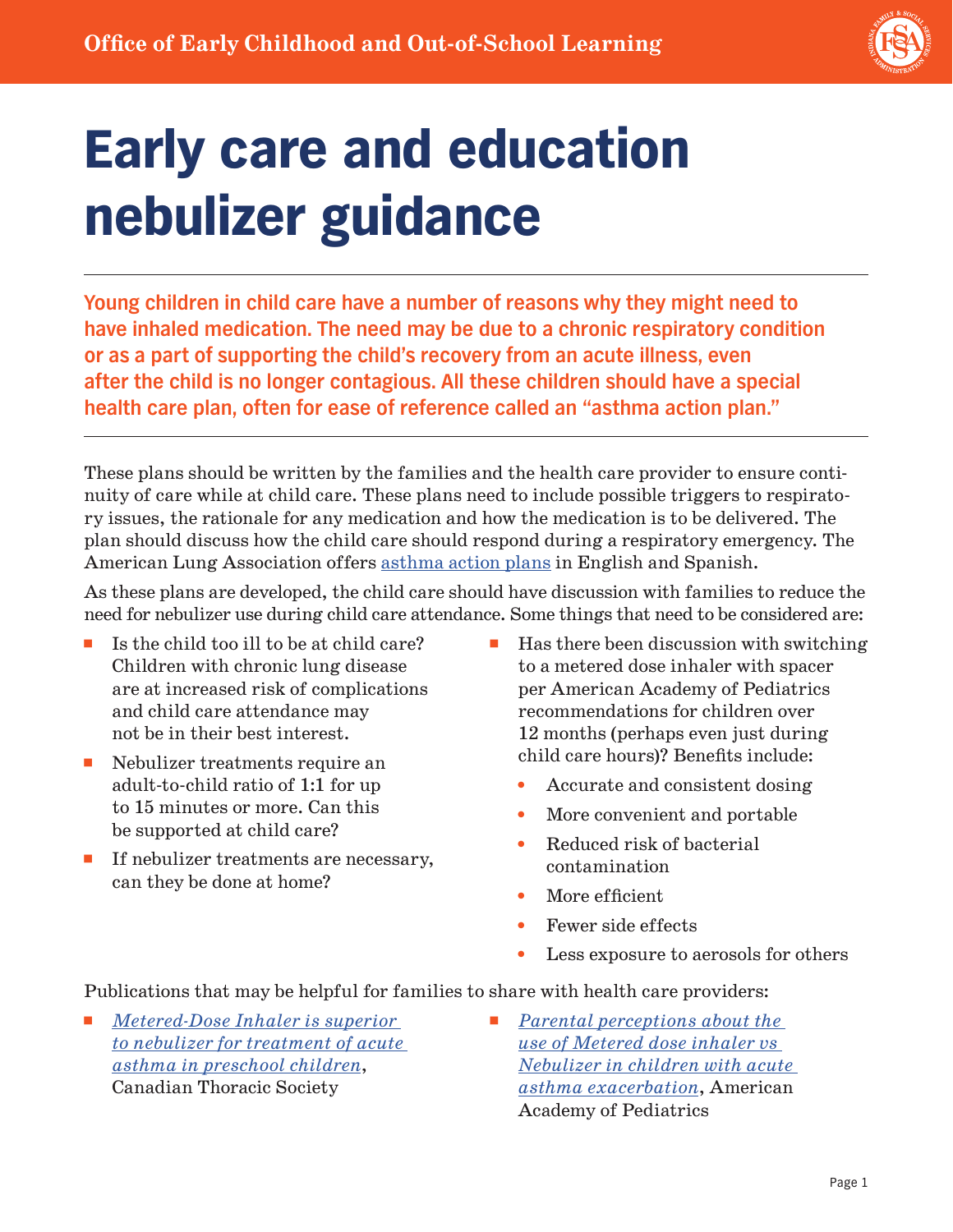Office of Early Childhood and Out-of-School Learning

# Early care and education nebulizer guidance

**Young children in child care have a number of reasons why they might need to have inhaled medication. The need may be due to a chronic respiratory condition or as a part of supporting the child's recovery from an acute illness, even after the child is no longer contagious. All these children should have a special health care plan, often for ease of reference called an "asthma action plan."**

These plans should be written by the families and the health care provider to ensure continuity of care while at child care. These plans need to include possible triggers to respiratory issues, the rationale for any medication and how the medication is to be delivered. The plan should discuss how the child care should respond during a respiratory emergency. The American Lung Association offers asthma action plans in English and Spanish.

As these plans are developed, the child care should have discussion with families to reduce the need for nebulizer use during child care attendance. Some things that need to be considered are:

- Is the child too ill to be at child care? Children with chronic lung disease are at increased risk of complications and child care attendance may not be in their best interest.
- Nebulizer treatments require an adult-to-child ratio of 1:1 for up to 15 minutes or more. Can this be supported at child care?
- If nebulizer treatments are necessary, can they be done at home?
- Has there been discussion with switching to a metered dose inhaler with spacer per American Academy of Pediatrics recommendations for children over 12 months (perhaps even just during child care hours)? Benefits include:
  - Accurate and consistent dosing
  - More convenient and portable
  - Reduced risk of bacterial contamination
  - More efficient
  - Fewer side effects
  - Less exposure to aerosols for others

Publications that may be helpful for families to share with health care providers:

- *Metered-Dose Inhaler is superior to nebulizer for treatment of acute asthma in preschool children*, Canadian Thoracic Society
- *Parental perceptions about the use of Metered dose inhaler vs Nebulizer in children with acute asthma exacerbation*, American Academy of Pediatrics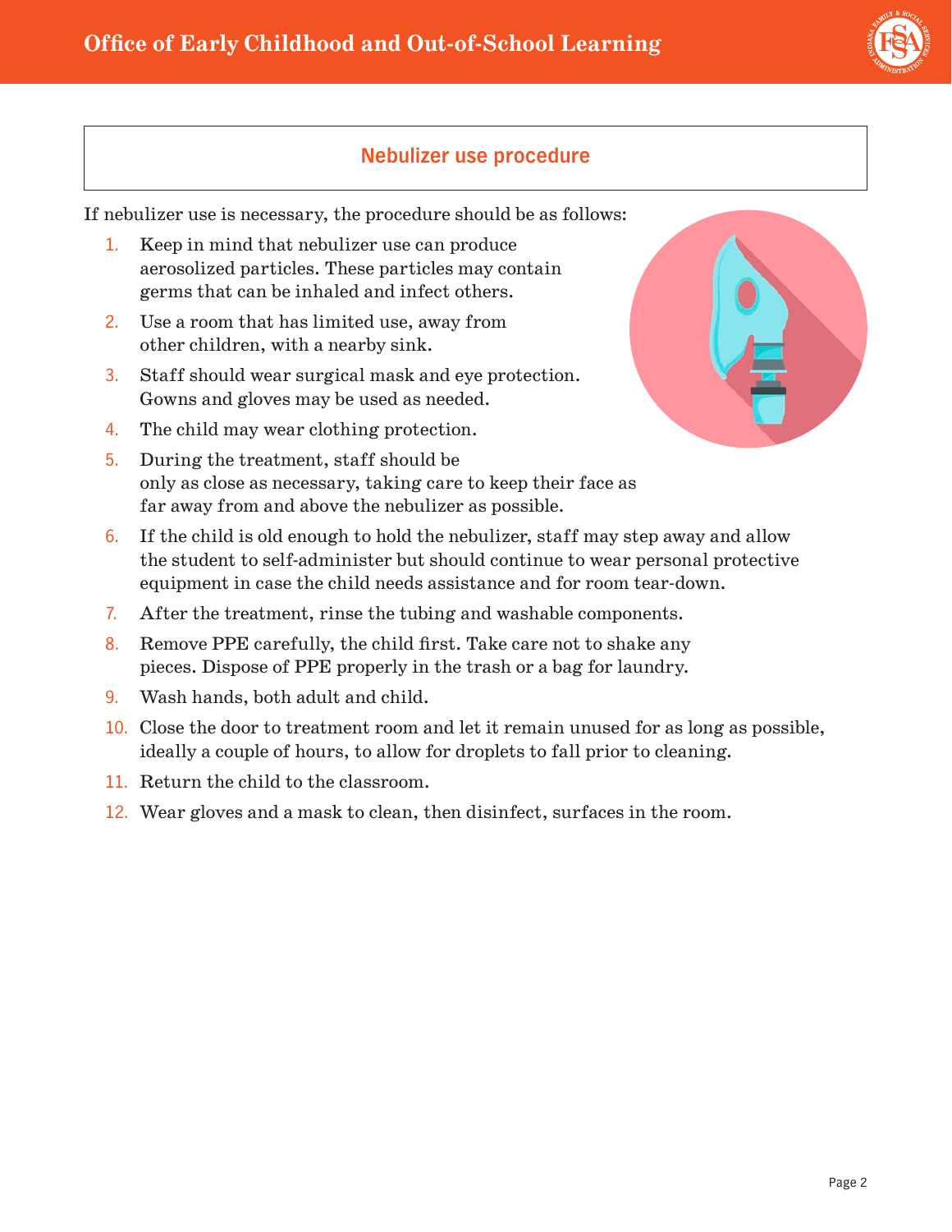## Nebulizer use procedure

If nebulizer use is necessary, the procedure should be as follows:

1. Keep in mind that nebulizer use can produce aerosolized particles. These particles may contain germs that can be inhaled and infect others.
2. Use a room that has limited use, away from other children, with a nearby sink.
3. Staff should wear surgical mask and eye protection. Gowns and gloves may be used as needed.
4. The child may wear clothing protection.
5. During the treatment, staff should be only as close as necessary, taking care to keep their face as far away from and above the nebulizer as possible.
6. If the child is old enough to hold the nebulizer, staff may step away and allow the student to self-administer but should continue to wear personal protective equipment in case the child needs assistance and for room tear-down.
7. After the treatment, rinse the tubing and washable components.
8. Remove PPE carefully, the child first. Take care not to shake any pieces. Dispose of PPE properly in the trash or a bag for laundry.
9. Wash hands, both adult and child.
10. Close the door to treatment room and let it remain unused for as long as possible, ideally a couple of hours, to allow for droplets to fall prior to cleaning.
11. Return the child to the classroom.
12. Wear gloves and a mask to clean, then disinfect, surfaces in the room.